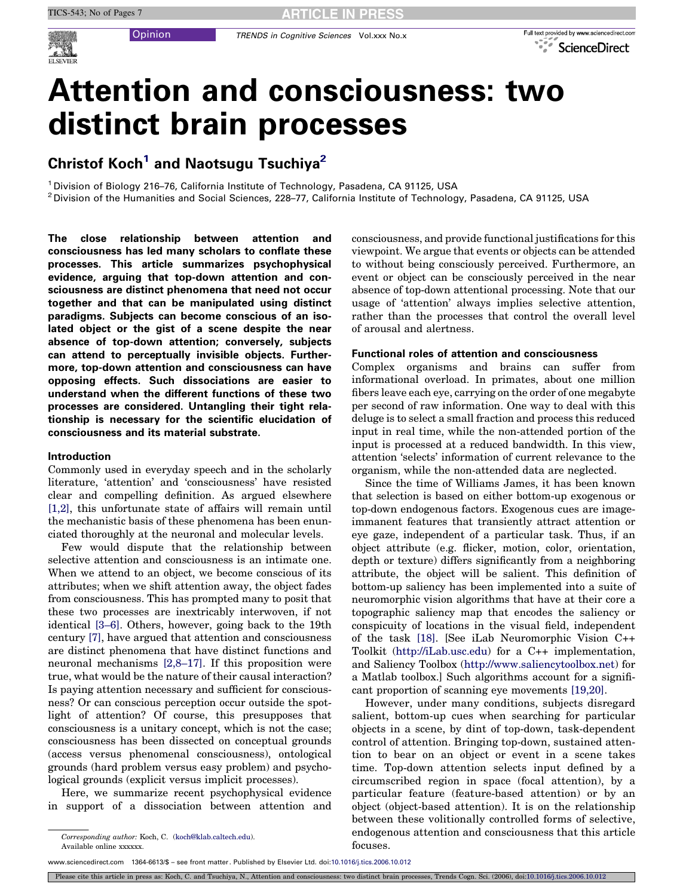Opinion

# Attention and consciousness: two distinct brain processes

## Christof Koch[1] and Naotsugu Tsuchiya[2]

[1] Division of Biology 216–76, California Institute of Technology, Pasadena, CA 91125, USA

[2] Division of the Humanities and Social Sciences, 228–77, California Institute of Technology, Pasadena, CA 91125, USA

**The close relationship between attention and consciousness has led many scholars to conflate these processes. This article summarizes psychophysical evidence, arguing that top-down attention and consciousness are distinct phenomena that need not occur together and that can be manipulated using distinct paradigms. Subjects can become conscious of an isolated object or the gist of a scene despite the near absence of top-down attention; conversely, subjects can attend to perceptually invisible objects. Furthermore, top-down attention and consciousness can have opposing effects. Such dissociations are easier to understand when the different functions of these two processes are considered. Untangling their tight relationship is necessary for the scientific elucidation of consciousness and its material substrate.**

### Introduction

Commonly used in everyday speech and in the scholarly literature, 'attention' and 'consciousness' have resisted clear and compelling definition. As argued elsewhere [1,2], this unfortunate state of affairs will remain until the mechanistic basis of these phenomena has been enunciated thoroughly at the neuronal and molecular levels.

Few would dispute that the relationship between selective attention and consciousness is an intimate one. When we attend to an object, we become conscious of its attributes; when we shift attention away, the object fades from consciousness. This has prompted many to posit that these two processes are inextricably interwoven, if not identical [3–6]. Others, however, going back to the 19th century [7], have argued that attention and consciousness are distinct phenomena that have distinct functions and neuronal mechanisms [2,8–17]. If this proposition were true, what would be the nature of their causal interaction? Is paying attention necessary and sufficient for consciousness? Or can conscious perception occur outside the spotlight of attention? Of course, this presupposes that consciousness is a unitary concept, which is not the case; consciousness has been dissected on conceptual grounds (access versus phenomenal consciousness), ontological grounds (hard problem versus easy problem) and psychological grounds (explicit versus implicit processes).

Here, we summarize recent psychophysical evidence in support of a dissociation between attention and consciousness, and provide functional justifications for this viewpoint. We argue that events or objects can be attended to without being consciously perceived. Furthermore, an event or object can be consciously perceived in the near absence of top-down attentional processing. Note that our usage of 'attention' always implies selective attention, rather than the processes that control the overall level of arousal and alertness.

### Functional roles of attention and consciousness

Complex organisms and brains can suffer from informational overload. In primates, about one million fibers leave each eye, carrying on the order of one megabyte per second of raw information. One way to deal with this deluge is to select a small fraction and process this reduced input in real time, while the non-attended portion of the input is processed at a reduced bandwidth. In this view, attention 'selects' information of current relevance to the organism, while the non-attended data are neglected.

Since the time of Williams James, it has been known that selection is based on either bottom-up exogenous or top-down endogenous factors. Exogenous cues are image-immanent features that transiently attract attention or eye gaze, independent of a particular task. Thus, if an object attribute (e.g. flicker, motion, color, orientation, depth or texture) differs significantly from a neighboring attribute, the object will be salient. This definition of bottom-up saliency has been implemented into a suite of neuromorphic vision algorithms that have at their core a topographic saliency map that encodes the saliency or conspicuity of locations in the visual field, independent of the task [18]. [See iLab Neuromorphic Vision C++ Toolkit (http://iLab.usc.edu) for a C++ implementation, and Saliency Toolbox (http://www.saliencytoolbox.net) for a Matlab toolbox.] Such algorithms account for a significant proportion of scanning eye movements [19,20].

However, under many conditions, subjects disregard salient, bottom-up cues when searching for particular objects in a scene, by dint of top-down, task-dependent control of attention. Bringing top-down, sustained attention to bear on an object or event in a scene takes time. Top-down attention selects input defined by a circumscribed region in space (focal attention), by a particular feature (feature-based attention) or by an object (object-based attention). It is on the relationship between these volitionally controlled forms of selective, endogenous attention and consciousness that this article focuses.

*Corresponding author:* Koch, C. (koch@klab.caltech.edu).
Available online xxxxxx.

www.sciencedirect.com 1364-6613/$ – see front matter. Published by Elsevier Ltd. doi:10.1016/j.tics.2006.10.012

Please cite this article in press as: Koch, C. and Tsuchiya, N., Attention and consciousness: two distinct brain processes, Trends Cogn. Sci. (2006), doi:10.1016/j.tics.2006.10.012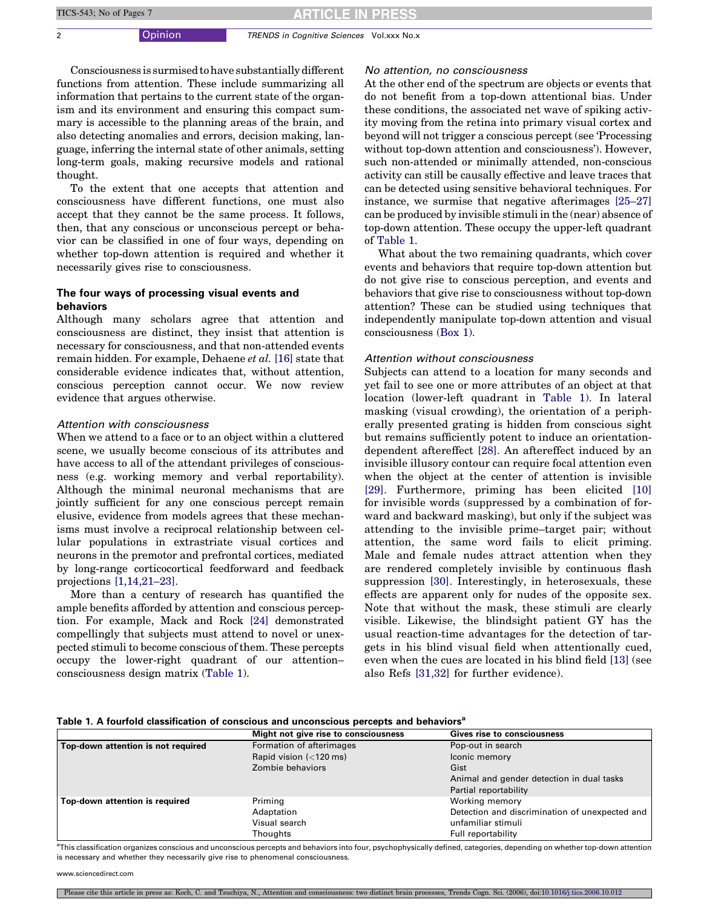Consciousness is surmised to have substantially different functions from attention. These include summarizing all information that pertains to the current state of the organism and its environment and ensuring this compact summary is accessible to the planning areas of the brain, and also detecting anomalies and errors, decision making, language, inferring the internal state of other animals, setting long-term goals, making recursive models and rational thought.

To the extent that one accepts that attention and consciousness have different functions, one must also accept that they cannot be the same process. It follows, then, that any conscious or unconscious percept or behavior can be classified in one of four ways, depending on whether top-down attention is required and whether it necessarily gives rise to consciousness.

## The four ways of processing visual events and behaviors

Although many scholars agree that attention and consciousness are distinct, they insist that attention is necessary for consciousness, and that non-attended events remain hidden. For example, Dehaene *et al.* [16] state that considerable evidence indicates that, without attention, conscious perception cannot occur. We now review evidence that argues otherwise.

### *Attention with consciousness*

When we attend to a face or to an object within a cluttered scene, we usually become conscious of its attributes and have access to all of the attendant privileges of consciousness (e.g. working memory and verbal reportability). Although the minimal neuronal mechanisms that are jointly sufficient for any one conscious percept remain elusive, evidence from models agrees that these mechanisms must involve a reciprocal relationship between cellular populations in extrastriate visual cortices and neurons in the premotor and prefrontal cortices, mediated by long-range corticocortical feedforward and feedback projections [1,14,21–23].

More than a century of research has quantified the ample benefits afforded by attention and conscious perception. For example, Mack and Rock [24] demonstrated compellingly that subjects must attend to novel or unexpected stimuli to become conscious of them. These percepts occupy the lower-right quadrant of our attention–consciousness design matrix (Table 1).

### *No attention, no consciousness*

At the other end of the spectrum are objects or events that do not benefit from a top-down attentional bias. Under these conditions, the associated net wave of spiking activity moving from the retina into primary visual cortex and beyond will not trigger a conscious percept (see 'Processing without top-down attention and consciousness'). However, such non-attended or minimally attended, non-conscious activity can still be causally effective and leave traces that can be detected using sensitive behavioral techniques. For instance, we surmise that negative afterimages [25–27] can be produced by invisible stimuli in the (near) absence of top-down attention. These occupy the upper-left quadrant of Table 1.

What about the two remaining quadrants, which cover events and behaviors that require top-down attention but do not give rise to conscious perception, and events and behaviors that give rise to consciousness without top-down attention? These can be studied using techniques that independently manipulate top-down attention and visual consciousness (Box 1).

### *Attention without consciousness*

Subjects can attend to a location for many seconds and yet fail to see one or more attributes of an object at that location (lower-left quadrant in Table 1). In lateral masking (visual crowding), the orientation of a peripherally presented grating is hidden from conscious sight but remains sufficiently potent to induce an orientation-dependent aftereffect [28]. An aftereffect induced by an invisible illusory contour can require focal attention even when the object at the center of attention is invisible [29]. Furthermore, priming has been elicited [10] for invisible words (suppressed by a combination of forward and backward masking), but only if the subject was attending to the invisible prime–target pair; without attention, the same word fails to elicit priming. Male and female nudes attract attention when they are rendered completely invisible by continuous flash suppression [30]. Interestingly, in heterosexuals, these effects are apparent only for nudes of the opposite sex. Note that without the mask, these stimuli are clearly visible. Likewise, the blindsight patient GY has the usual reaction-time advantages for the detection of targets in his blind visual field when attentionally cued, even when the cues are located in his blind field [13] (see also Refs [31,32] for further evidence).

**Table 1. A fourfold classification of conscious and unconscious percepts and behaviors[a]**

| | Might not give rise to consciousness | Gives rise to consciousness |
|---|---|---|
| **Top-down attention is not required** | Formation of afterimages<br>Rapid vision (<120 ms)<br>Zombie behaviors | Pop-out in search<br>Iconic memory<br>Gist<br>Animal and gender detection in dual tasks<br>Partial reportability |
| **Top-down attention is required** | Priming<br>Adaptation<br>Visual search<br>Thoughts | Working memory<br>Detection and discrimination of unexpected and unfamiliar stimuli<br>Full reportability |

[a]This classification organizes conscious and unconscious percepts and behaviors into four, psychophysically defined, categories, depending on whether top-down attention is necessary and whether they necessarily give rise to phenomenal consciousness.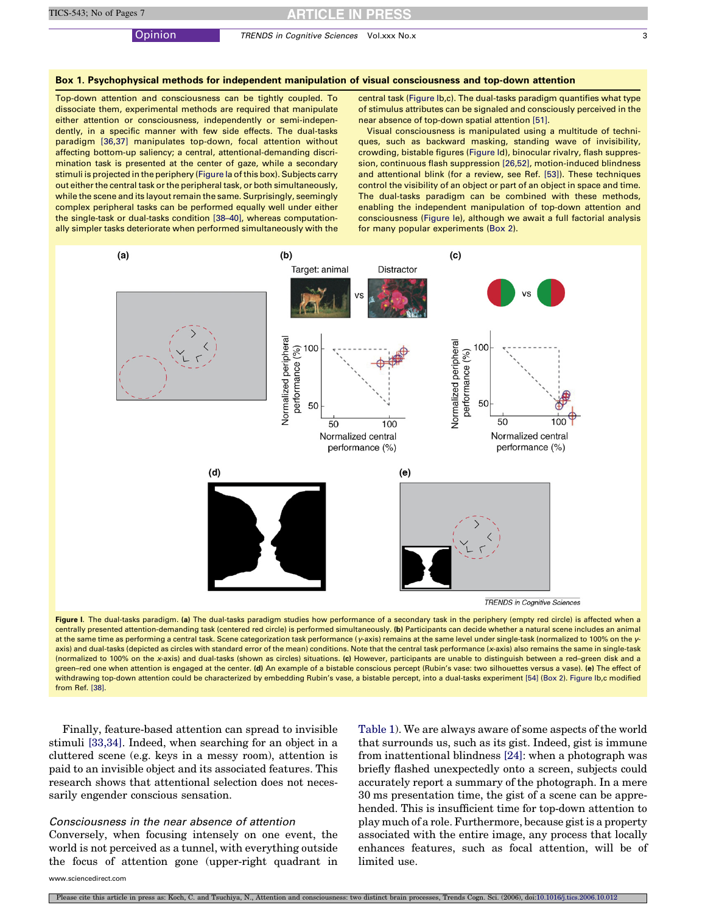### Box 1. Psychophysical methods for independent manipulation of visual consciousness and top-down attention

Top-down attention and consciousness can be tightly coupled. To dissociate them, experimental methods are required that manipulate either attention or consciousness, independently or semi-independently, in a specific manner with few side effects. The dual-tasks paradigm [36,37] manipulates top-down, focal attention without affecting bottom-up saliency; a central, attentional-demanding discrimination task is presented at the center of gaze, while a secondary stimuli is projected in the periphery (Figure Ia of this box). Subjects carry out either the central task or the peripheral task, or both simultaneously, while the scene and its layout remain the same. Surprisingly, seemingly complex peripheral tasks can be performed equally well under either the single-task or dual-tasks condition [38–40], whereas computationally simpler tasks deteriorate when performed simultaneously with the central task (Figure Ib,c). The dual-tasks paradigm quantifies what type of stimulus attributes can be signaled and consciously perceived in the near absence of top-down spatial attention [51].

Visual consciousness is manipulated using a multitude of techniques, such as backward masking, standing wave of invisibility, crowding, bistable figures (Figure Id), binocular rivalry, flash suppression, continuous flash suppression [26,52], motion-induced blindness and attentional blink (for a review, see Ref. [53]). These techniques control the visibility of an object or part of an object in space and time. The dual-tasks paradigm can be combined with these methods, enabling the independent manipulation of top-down attention and consciousness (Figure Ie), although we await a full factorial analysis for many popular experiments (Box 2).

**Figure I.** The dual-tasks paradigm. **(a)** The dual-tasks paradigm studies how performance of a secondary task in the periphery (empty red circle) is affected when a centrally presented attention-demanding task (centered red circle) is performed simultaneously. **(b)** Participants can decide whether a natural scene includes an animal at the same time as performing a central task. Scene categorization task performance (*y*-axis) remains at the same level under single-task (normalized to 100% on the *y*-axis) and dual-tasks (depicted as circles with standard error of the mean) conditions. Note that the central task performance (*x*-axis) also remains the same in single-task (normalized to 100% on the *x*-axis) and dual-tasks (shown as circles) situations. **(c)** However, participants are unable to distinguish between a red–green disk and a green–red one when attention is engaged at the center. **(d)** An example of a bistable conscious percept (Rubin's vase: two silhouettes versus a vase). **(e)** The effect of withdrawing top-down attention could be characterized by embedding Rubin's vase, a bistable percept, into a dual-tasks experiment [54] (Box 2). Figure Ib,c modified from Ref. [38].

Finally, feature-based attention can spread to invisible stimuli [33,34]. Indeed, when searching for an object in a cluttered scene (e.g. keys in a messy room), attention is paid to an invisible object and its associated features. This research shows that attentional selection does not necessarily engender conscious sensation.

#### *Consciousness in the near absence of attention*

Conversely, when focusing intensely on one event, the world is not perceived as a tunnel, with everything outside the focus of attention gone (upper-right quadrant in Table 1). We are always aware of some aspects of the world that surrounds us, such as its gist. Indeed, gist is immune from inattentional blindness [24]: when a photograph was briefly flashed unexpectedly onto a screen, subjects could accurately report a summary of the photograph. In a mere 30 ms presentation time, the gist of a scene can be apprehended. This is insufficient time for top-down attention to play much of a role. Furthermore, because gist is a property associated with the entire image, any process that locally enhances features, such as focal attention, will be of limited use.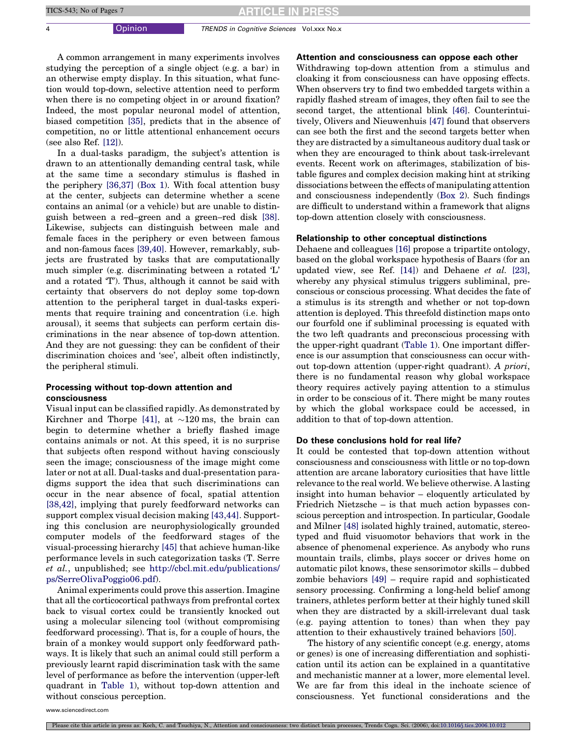A common arrangement in many experiments involves studying the perception of a single object (e.g. a bar) in an otherwise empty display. In this situation, what function would top-down, selective attention need to perform when there is no competing object in or around fixation? Indeed, the most popular neuronal model of attention, biased competition [35], predicts that in the absence of competition, no or little attentional enhancement occurs (see also Ref. [12]).

In a dual-tasks paradigm, the subject's attention is drawn to an attentionally demanding central task, while at the same time a secondary stimulus is flashed in the periphery [36,37] (Box 1). With focal attention busy at the center, subjects can determine whether a scene contains an animal (or a vehicle) but are unable to distinguish between a red–green and a green–red disk [38]. Likewise, subjects can distinguish between male and female faces in the periphery or even between famous and non-famous faces [39,40]. However, remarkably, subjects are frustrated by tasks that are computationally much simpler (e.g. discriminating between a rotated 'L' and a rotated 'T'). Thus, although it cannot be said with certainty that observers do not deploy some top-down attention to the peripheral target in dual-tasks experiments that require training and concentration (i.e. high arousal), it seems that subjects can perform certain discriminations in the near absence of top-down attention. And they are not guessing: they can be confident of their discrimination choices and 'see', albeit often indistinctly, the peripheral stimuli.

## Processing without top-down attention and consciousness

Visual input can be classified rapidly. As demonstrated by Kirchner and Thorpe [41], at ~120 ms, the brain can begin to determine whether a briefly flashed image contains animals or not. At this speed, it is no surprise that subjects often respond without having consciously seen the image; consciousness of the image might come later or not at all. Dual-tasks and dual-presentation paradigms support the idea that such discriminations can occur in the near absence of focal, spatial attention [38,42], implying that purely feedforward networks can support complex visual decision making [43,44]. Supporting this conclusion are neurophysiologically grounded computer models of the feedforward stages of the visual-processing hierarchy [45] that achieve human-like performance levels in such categorization tasks (T. Serre *et al.*, unpublished; see http://cbcl.mit.edu/publications/ps/SerreOlivaPoggio06.pdf).

Animal experiments could prove this assertion. Imagine that all the corticocortical pathways from prefrontal cortex back to visual cortex could be transiently knocked out using a molecular silencing tool (without compromising feedforward processing). That is, for a couple of hours, the brain of a monkey would support only feedforward pathways. It is likely that such an animal could still perform a previously learnt rapid discrimination task with the same level of performance as before the intervention (upper-left quadrant in Table 1), without top-down attention and without conscious perception.

## Attention and consciousness can oppose each other

Withdrawing top-down attention from a stimulus and cloaking it from consciousness can have opposing effects. When observers try to find two embedded targets within a rapidly flashed stream of images, they often fail to see the second target, the attentional blink [46]. Counterintuitively, Olivers and Nieuwenhuis [47] found that observers can see both the first and the second targets better when they are distracted by a simultaneous auditory dual task or when they are encouraged to think about task-irrelevant events. Recent work on afterimages, stabilization of bistable figures and complex decision making hint at striking dissociations between the effects of manipulating attention and consciousness independently (Box 2). Such findings are difficult to understand within a framework that aligns top-down attention closely with consciousness.

## Relationship to other conceptual distinctions

Dehaene and colleagues [16] propose a tripartite ontology, based on the global workspace hypothesis of Baars (for an updated view, see Ref. [14]) and Dehaene *et al.* [23], whereby any physical stimulus triggers subliminal, preconscious or conscious processing. What decides the fate of a stimulus is its strength and whether or not top-down attention is deployed. This threefold distinction maps onto our fourfold one if subliminal processing is equated with the two left quadrants and preconscious processing with the upper-right quadrant (Table 1). One important difference is our assumption that consciousness can occur without top-down attention (upper-right quadrant). *A priori*, there is no fundamental reason why global workspace theory requires actively paying attention to a stimulus in order to be conscious of it. There might be many routes by which the global workspace could be accessed, in addition to that of top-down attention.

## Do these conclusions hold for real life?

It could be contested that top-down attention without consciousness and consciousness with little or no top-down attention are arcane laboratory curiosities that have little relevance to the real world. We believe otherwise. A lasting insight into human behavior – eloquently articulated by Friedrich Nietzsche – is that much action bypasses conscious perception and introspection. In particular, Goodale and Milner [48] isolated highly trained, automatic, stereotyped and fluid visuomotor behaviors that work in the absence of phenomenal experience. As anybody who runs mountain trails, climbs, plays soccer or drives home on automatic pilot knows, these sensorimotor skills – dubbed zombie behaviors [49] – require rapid and sophisticated sensory processing. Confirming a long-held belief among trainers, athletes perform better at their highly tuned skill when they are distracted by a skill-irrelevant dual task (e.g. paying attention to tones) than when they pay attention to their exhaustively trained behaviors [50].

The history of any scientific concept (e.g. energy, atoms or genes) is one of increasing differentiation and sophistication until its action can be explained in a quantitative and mechanistic manner at a lower, more elemental level. We are far from this ideal in the inchoate science of consciousness. Yet functional considerations and the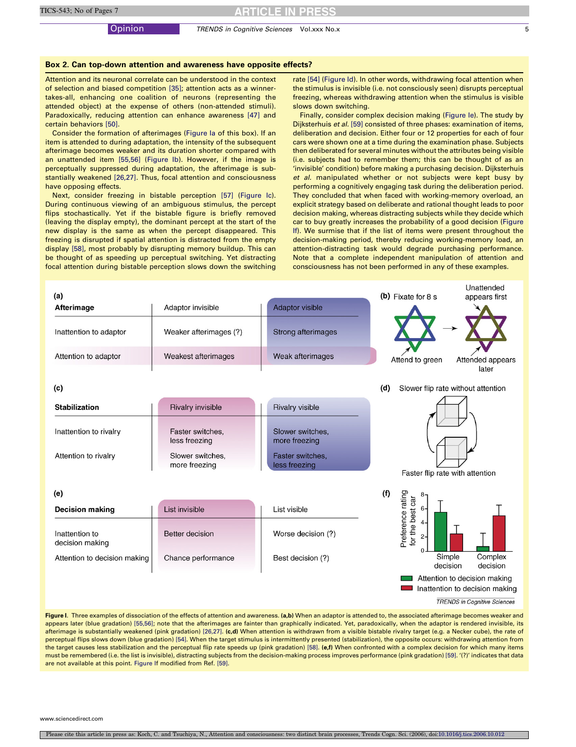## Box 2. Can top-down attention and awareness have opposite effects?

Attention and its neuronal correlate can be understood in the context of selection and biased competition [35]; attention acts as a winner-takes-all, enhancing one coalition of neurons (representing the attended object) at the expense of others (non-attended stimuli). Paradoxically, reducing attention can enhance awareness [47] and certain behaviors [50].

Consider the formation of afterimages (Figure Ia of this box). If an item is attended to during adaptation, the intensity of the subsequent afterimage becomes weaker and its duration shorter compared with an unattended item [55,56] (Figure Ib). However, if the image is perceptually suppressed during adaptation, the afterimage is substantially weakened [26,27]. Thus, focal attention and consciousness have opposing effects.

Next, consider freezing in bistable perception [57] (Figure Ic). During continuous viewing of an ambiguous stimulus, the percept flips stochastically. Yet if the bistable figure is briefly removed (leaving the display empty), the dominant percept at the start of the new display is the same as when the percept disappeared. This freezing is disrupted if spatial attention is distracted from the empty display [58], most probably by disrupting memory buildup. This can be thought of as speeding up perceptual switching. Yet distracting focal attention during bistable perception slows down the switching rate [54] (Figure Id). In other words, withdrawing focal attention when the stimulus is invisible (i.e. not consciously seen) disrupts perceptual freezing, whereas withdrawing attention when the stimulus is visible slows down switching.

Finally, consider complex decision making (Figure Ie). The study by Dijksterhuis *et al.* [59] consisted of three phases: examination of items, deliberation and decision. Either four or 12 properties for each of four cars were shown one at a time during the examination phase. Subjects then deliberated for several minutes without the attributes being visible (i.e. subjects had to remember them; this can be thought of as an 'invisible' condition) before making a purchasing decision. Dijksterhuis *et al.* manipulated whether or not subjects were kept busy by performing a cognitively engaging task during the deliberation period. They concluded that when faced with working-memory overload, an explicit strategy based on deliberate and rational thought leads to poor decision making, whereas distracting subjects while they decide which car to buy greatly increases the probability of a good decision (Figure If). We surmise that if the list of items were present throughout the decision-making period, thereby reducing working-memory load, an attention-distracting task would degrade purchasing performance. Note that a complete independent manipulation of attention and consciousness has not been performed in any of these examples.

**(a)**

| Afterimage | Adaptor invisible | Adaptor visible |
|---|---|---|
| Inattention to adaptor | Weaker afterimages (?) | Strong afterimages |
| Attention to adaptor | Weakest afterimages | Weak afterimages |

**(b)** Fixate for 8 s — Attend to green → Unattended appears first; Attended appears later

**(c)**

| Stabilization | Rivalry invisible | Rivalry visible |
|---|---|---|
| Inattention to rivalry | Faster switches, less freezing | Slower switches, more freezing |
| Attention to rivalry | Slower switches, more freezing | Faster switches, less freezing |

**(d)** Slower flip rate without attention; Faster flip rate with attention

**(e)**

| Decision making | List invisible | List visible |
|---|---|---|
| Inattention to decision making | Better decision | Worse decision (?) |
| Attention to decision making | Chance performance | Best decision (?) |

**(f)** Preference rating for the best car — Simple decision; Complex decision. Legend: Attention to decision making; Inattention to decision making

**Figure I.** Three examples of dissociation of the effects of attention and awareness. **(a,b)** When an adaptor is attended to, the associated afterimage becomes weaker and appears later (blue gradation) [55,56]; note that the afterimages are fainter than graphically indicated. Yet, paradoxically, when the adaptor is rendered invisible, its afterimage is substantially weakened (pink gradation) [26,27]. **(c,d)** When attention is withdrawn from a visible bistable rivalry target (e.g. a Necker cube), the rate of perceptual flips slows down (blue gradation) [54]. When the target stimulus is intermittently presented (stabilization), the opposite occurs: withdrawing attention from the target causes less stabilization and the perceptual flip rate speeds up (pink gradation) [58]. **(e,f)** When confronted with a complex decision for which many items must be remembered (i.e. the list is invisible), distracting subjects from the decision-making process improves performance (pink gradation) [59]. '(?)' indicates that data are not available at this point. Figure If modified from Ref. [59].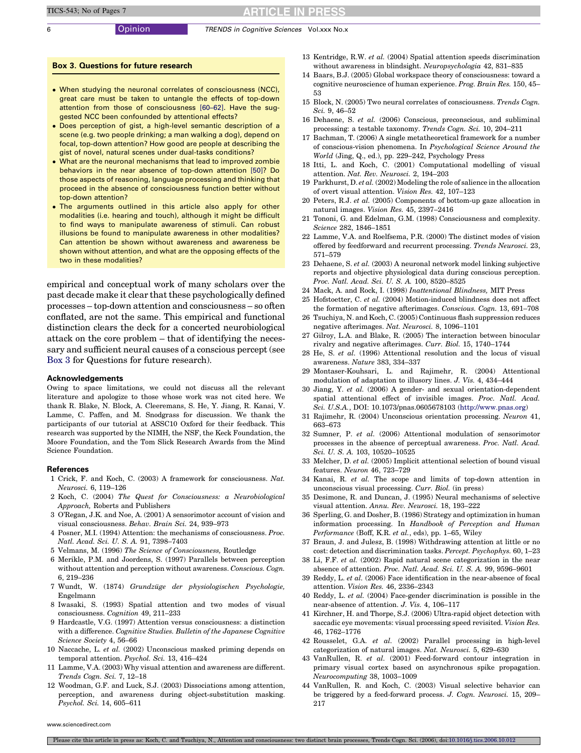### Box 3. Questions for future research

- When studying the neuronal correlates of consciousness (NCC), great care must be taken to untangle the effects of top-down attention from those of consciousness [60–62]. Have the suggested NCC been confounded by attentional effects?
- Does perception of gist, a high-level semantic description of a scene (e.g. two people drinking; a man walking a dog), depend on focal, top-down attention? How good are people at describing the gist of novel, natural scenes under dual-tasks conditions?
- What are the neuronal mechanisms that lead to improved zombie behaviors in the near absence of top-down attention [50]? Do those aspects of reasoning, language processing and thinking that proceed in the absence of consciousness function better without top-down attention?
- The arguments outlined in this article also apply for other modalities (i.e. hearing and touch), although it might be difficult to find ways to manipulate awareness of stimuli. Can robust illusions be found to manipulate awareness in other modalities? Can attention be shown without awareness and awareness be shown without attention, and what are the opposing effects of the two in these modalities?

empirical and conceptual work of many scholars over the past decade make it clear that these psychologically defined processes – top-down attention and consciousness – so often conflated, are not the same. This empirical and functional distinction clears the deck for a concerted neurobiological attack on the core problem – that of identifying the necessary and sufficient neural causes of a conscious percept (see Box 3 for Questions for future research).

### Acknowledgements

Owing to space limitations, we could not discuss all the relevant literature and apologize to those whose work was not cited here. We thank R. Blake, N. Block, A. Cleeremans, S. He, Y. Jiang, R. Kanai, V. Lamme, C. Paffen, and M. Snodgrass for discussion. We thank the participants of our tutorial at ASSC10 Oxford for their feedback. This research was supported by the NIMH, the NSF, the Keck Foundation, the Moore Foundation, and the Tom Slick Research Awards from the Mind Science Foundation.

### References

1 Crick, F. and Koch, C. (2003) A framework for consciousness. *Nat. Neurosci.* 6, 119–126
2 Koch, C. (2004) *The Quest for Consciousness: a Neurobiological Approach,* Roberts and Publishers
3 O'Regan, J.K. and Noe, A. (2001) A sensorimotor account of vision and visual consciousness. *Behav. Brain Sci.* 24, 939–973
4 Posner, M.I. (1994) Attention: the mechanisms of consciousness. *Proc. Natl. Acad. Sci. U. S. A.* 91, 7398–7403
5 Velmans, M. (1996) *The Science of Consciousness,* Routledge
6 Merikle, P.M. and Joordens, S. (1997) Parallels between perception without attention and perception without awareness. *Conscious. Cogn.* 6, 219–236
7 Wundt, W. (1874) *Grundzüge der physiologischen Psychologie,* Engelmann
8 Iwasaki, S. (1993) Spatial attention and two modes of visual consciousness. *Cognition* 49, 211–233
9 Hardcastle, V.G. (1997) Attention versus consciousness: a distinction with a difference. *Cognitive Studies. Bulletin of the Japanese Cognitive Science Society* 4, 56–66
10 Naccache, L. *et al.* (2002) Unconscious masked priming depends on temporal attention. *Psychol. Sci.* 13, 416–424
11 Lamme, V.A. (2003) Why visual attention and awareness are different. *Trends Cogn. Sci.* 7, 12–18
12 Woodman, G.F. and Luck, S.J. (2003) Dissociations among attention, perception, and awareness during object-substitution masking. *Psychol. Sci.* 14, 605–611
13 Kentridge, R.W. *et al.* (2004) Spatial attention speeds discrimination without awareness in blindsight. *Neuropsychologia* 42, 831–835
14 Baars, B.J. (2005) Global workspace theory of consciousness: toward a cognitive neuroscience of human experience. *Prog. Brain Res.* 150, 45–53
15 Block, N. (2005) Two neural correlates of consciousness. *Trends Cogn. Sci.* 9, 46–52
16 Dehaene, S. *et al.* (2006) Conscious, preconscious, and subliminal processing: a testable taxonomy. *Trends Cogn. Sci.* 10, 204–211
17 Bachman, T. (2006) A single metatheoretical framework for a number of conscious-vision phenomena. In *Psychological Science Around the World* (Jing, Q., ed.), pp. 229–242, Psychology Press
18 Itti, L. and Koch, C. (2001) Computational modelling of visual attention. *Nat. Rev. Neurosci.* 2, 194–203
19 Parkhurst, D. *et al.* (2002) Modeling the role of salience in the allocation of overt visual attention. *Vision Res.* 42, 107–123
20 Peters, R.J. *et al.* (2005) Components of bottom-up gaze allocation in natural images. *Vision Res.* 45, 2397–2416
21 Tononi, G. and Edelman, G.M. (1998) Consciousness and complexity. *Science* 282, 1846–1851
22 Lamme, V.A. and Roelfsema, P.R. (2000) The distinct modes of vision offered by feedforward and recurrent processing. *Trends Neurosci.* 23, 571–579
23 Dehaene, S. *et al.* (2003) A neuronal network model linking subjective reports and objective physiological data during conscious perception. *Proc. Natl. Acad. Sci. U. S. A.* 100, 8520–8525
24 Mack, A. and Rock, I. (1998) *Inattentional Blindness,* MIT Press
25 Hofstoetter, C. *et al.* (2004) Motion-induced blindness does not affect the formation of negative afterimages. *Conscious. Cogn.* 13, 691–708
26 Tsuchiya, N. and Koch, C. (2005) Continuous flash suppression reduces negative afterimages. *Nat. Neurosci.* 8, 1096–1101
27 Gilroy, L.A. and Blake, R. (2005) The interaction between binocular rivalry and negative afterimages. *Curr. Biol.* 15, 1740–1744
28 He, S. *et al.* (1996) Attentional resolution and the locus of visual awareness. *Nature* 383, 334–337
29 Montaser-Kouhsari, L. and Rajimehr, R. (2004) Attentional modulation of adaptation to illusory lines. *J. Vis.* 4, 434–444
30 Jiang, Y. *et al.* (2006) A gender- and sexual orientation-dependent spatial attentional effect of invisible images. *Proc. Natl. Acad. Sci. U.S.A.*, DOI: 10.1073/pnas.0605678103 (http://www.pnas.org)
31 Rajimehr, R. (2004) Unconscious orientation processing. *Neuron* 41, 663–673
32 Sumner, P. *et al.* (2006) Attentional modulation of sensorimotor processes in the absence of perceptual awareness. *Proc. Natl. Acad. Sci. U. S. A.* 103, 10520–10525
33 Melcher, D. *et al.* (2005) Implicit attentional selection of bound visual features. *Neuron* 46, 723–729
34 Kanai, R. *et al.* The scope and limits of top-down attention in unconscious visual processing. *Curr. Biol.* (in press)
35 Desimone, R. and Duncan, J. (1995) Neural mechanisms of selective visual attention. *Annu. Rev. Neurosci.* 18, 193–222
36 Sperling, G. and Dosher, B. (1986) Strategy and optimization in human information processing. In *Handbook of Perception and Human Performance* (Boff, K.R. *et al.*, eds), pp. 1–65, Wiley
37 Braun, J. and Julesz, B. (1998) Withdrawing attention at little or no cost: detection and discrimination tasks. *Percept. Psychophys.* 60, 1–23
38 Li, F.F. *et al.* (2002) Rapid natural scene categorization in the near absence of attention. *Proc. Natl. Acad. Sci. U. S. A.* 99, 9596–9601
39 Reddy, L. *et al.* (2006) Face identification in the near-absence of focal attention. *Vision Res.* 46, 2336–2343
40 Reddy, L. *et al.* (2004) Face-gender discrimination is possible in the near-absence of attention. *J. Vis.* 4, 106–117
41 Kirchner, H. and Thorpe, S.J. (2006) Ultra-rapid object detection with saccadic eye movements: visual processing speed revisited. *Vision Res.* 46, 1762–1776
42 Rousselet, G.A. *et al.* (2002) Parallel processing in high-level categorization of natural images. *Nat. Neurosci.* 5, 629–630
43 VanRullen, R. *et al.* (2001) Feed-forward contour integration in primary visual cortex based on asynchronous spike propagation. *Neurocomputing* 38, 1003–1009
44 VanRullen, R. and Koch, C. (2003) Visual selective behavior can be triggered by a feed-forward process. *J. Cogn. Neurosci.* 15, 209–217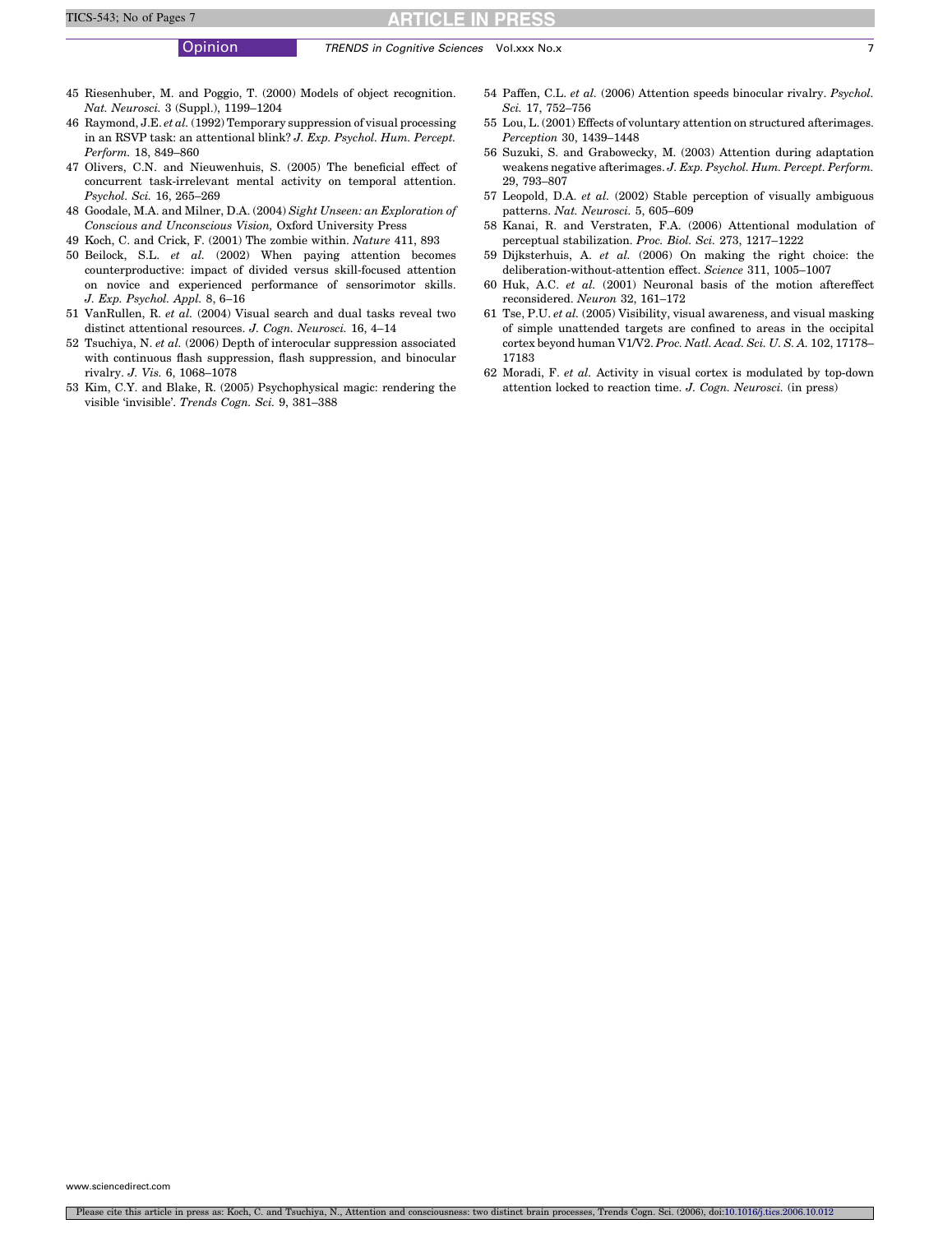45 Riesenhuber, M. and Poggio, T. (2000) Models of object recognition. *Nat. Neurosci.* 3 (Suppl.), 1199–1204

46 Raymond, J.E. *et al.* (1992) Temporary suppression of visual processing in an RSVP task: an attentional blink? *J. Exp. Psychol. Hum. Percept. Perform.* 18, 849–860

47 Olivers, C.N. and Nieuwenhuis, S. (2005) The beneficial effect of concurrent task-irrelevant mental activity on temporal attention. *Psychol. Sci.* 16, 265–269

48 Goodale, M.A. and Milner, D.A. (2004) *Sight Unseen: an Exploration of Conscious and Unconscious Vision,* Oxford University Press

49 Koch, C. and Crick, F. (2001) The zombie within. *Nature* 411, 893

50 Beilock, S.L. *et al.* (2002) When paying attention becomes counterproductive: impact of divided versus skill-focused attention on novice and experienced performance of sensorimotor skills. *J. Exp. Psychol. Appl.* 8, 6–16

51 VanRullen, R. *et al.* (2004) Visual search and dual tasks reveal two distinct attentional resources. *J. Cogn. Neurosci.* 16, 4–14

52 Tsuchiya, N. *et al.* (2006) Depth of interocular suppression associated with continuous flash suppression, flash suppression, and binocular rivalry. *J. Vis.* 6, 1068–1078

53 Kim, C.Y. and Blake, R. (2005) Psychophysical magic: rendering the visible 'invisible'. *Trends Cogn. Sci.* 9, 381–388

54 Paffen, C.L. *et al.* (2006) Attention speeds binocular rivalry. *Psychol. Sci.* 17, 752–756

55 Lou, L. (2001) Effects of voluntary attention on structured afterimages. *Perception* 30, 1439–1448

56 Suzuki, S. and Grabowecky, M. (2003) Attention during adaptation weakens negative afterimages. *J. Exp. Psychol. Hum. Percept. Perform.* 29, 793–807

57 Leopold, D.A. *et al.* (2002) Stable perception of visually ambiguous patterns. *Nat. Neurosci.* 5, 605–609

58 Kanai, R. and Verstraten, F.A. (2006) Attentional modulation of perceptual stabilization. *Proc. Biol. Sci.* 273, 1217–1222

59 Dijksterhuis, A. *et al.* (2006) On making the right choice: the deliberation-without-attention effect. *Science* 311, 1005–1007

60 Huk, A.C. *et al.* (2001) Neuronal basis of the motion aftereffect reconsidered. *Neuron* 32, 161–172

61 Tse, P.U. *et al.* (2005) Visibility, visual awareness, and visual masking of simple unattended targets are confined to areas in the occipital cortex beyond human V1/V2. *Proc. Natl. Acad. Sci. U. S. A.* 102, 17178–17183

62 Moradi, F. *et al.* Activity in visual cortex is modulated by top-down attention locked to reaction time. *J. Cogn. Neurosci.* (in press)